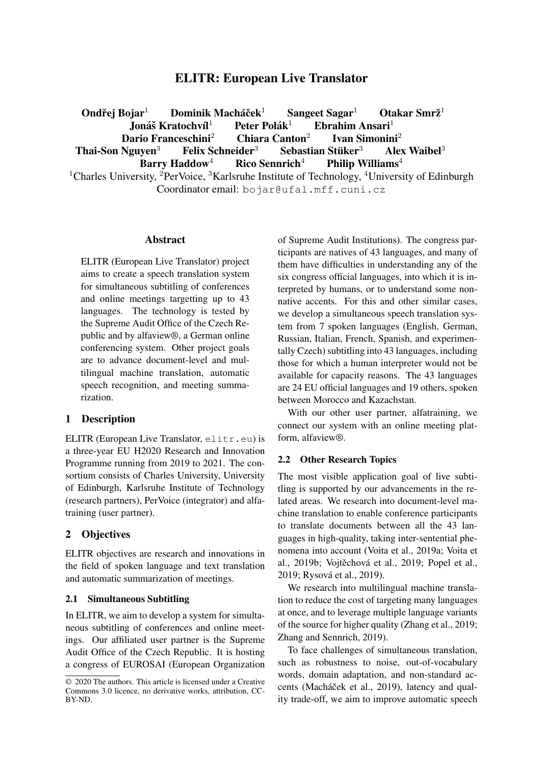# ELITR: European Live Translator

**Ondřej Bojar**[1] **Dominik Macháček**[1] **Sangeet Sagar**[1] **Otakar Smrž**[1]
**Jonáš Kratochvíl**[1] **Peter Polák**[1] **Ebrahim Ansari**[1]
**Dario Franceschini**[2] **Chiara Canton**[2] **Ivan Simonini**[2]
**Thai-Son Nguyen**[3] **Felix Schneider**[3] **Sebastian Stüker**[3] **Alex Waibel**[3]
**Barry Haddow**[4] **Rico Sennrich**[4] **Philip Williams**[4]

[1]Charles University, [2]PerVoice, [3]Karlsruhe Institute of Technology, [4]University of Edinburgh
Coordinator email: `bojar@ufal.mff.cuni.cz`

## Abstract

ELITR (European Live Translator) project aims to create a speech translation system for simultaneous subtitling of conferences and online meetings targetting up to 43 languages. The technology is tested by the Supreme Audit Office of the Czech Republic and by alfaview®, a German online conferencing system. Other project goals are to advance document-level and multilingual machine translation, automatic speech recognition, and meeting summarization.

## 1 Description

ELITR (European Live Translator, `elitr.eu`) is a three-year EU H2020 Research and Innovation Programme running from 2019 to 2021. The consortium consists of Charles University, University of Edinburgh, Karlsruhe Institute of Technology (research partners), PerVoice (integrator) and alfatraining (user partner).

## 2 Objectives

ELITR objectives are research and innovations in the field of spoken language and text translation and automatic summarization of meetings.

### 2.1 Simultaneous Subtitling

In ELITR, we aim to develop a system for simultaneous subtitling of conferences and online meetings. Our affiliated user partner is the Supreme Audit Office of the Czech Republic. It is hosting a congress of EUROSAI (European Organization of Supreme Audit Institutions). The congress participants are natives of 43 languages, and many of them have difficulties in understanding any of the six congress official languages, into which it is interpreted by humans, or to understand some non-native accents. For this and other similar cases, we develop a simultaneous speech translation system from 7 spoken languages (English, German, Russian, Italian, French, Spanish, and experimentally Czech) subtitling into 43 languages, including those for which a human interpreter would not be available for capacity reasons. The 43 languages are 24 EU official languages and 19 others, spoken between Morocco and Kazachstan.

With our other user partner, alfatraining, we connect our system with an online meeting platform, alfaview®.

### 2.2 Other Research Topics

The most visible application goal of live subtitling is supported by our advancements in the related areas. We research into document-level machine translation to enable conference participants to translate documents between all the 43 languages in high-quality, taking inter-sentential phenomena into account (Voita et al., 2019a; Voita et al., 2019b; Vojtěchová et al., 2019; Popel et al., 2019; Rysová et al., 2019).

We research into multilingual machine translation to reduce the cost of targeting many languages at once, and to leverage multiple language variants of the source for higher quality (Zhang et al., 2019; Zhang and Sennrich, 2019).

To face challenges of simultaneous translation, such as robustness to noise, out-of-vocabulary words, domain adaptation, and non-standard accents (Macháček et al., 2019), latency and quality trade-off, we aim to improve automatic speech

© 2020 The authors. This article is licensed under a Creative Commons 3.0 licence, no derivative works, attribution, CC-BY-ND.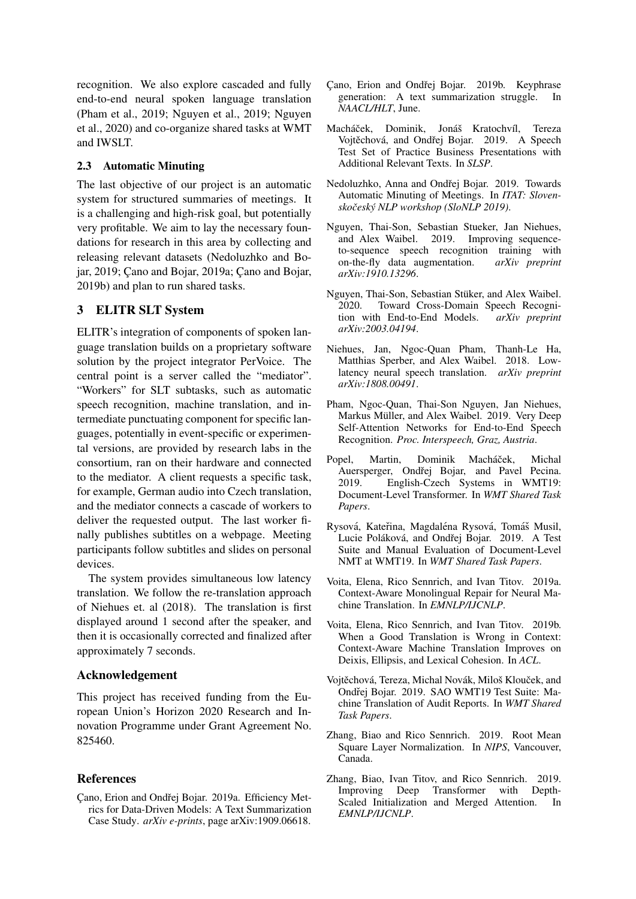recognition. We also explore cascaded and fully end-to-end neural spoken language translation (Pham et al., 2019; Nguyen et al., 2019; Nguyen et al., 2020) and co-organize shared tasks at WMT and IWSLT.

### 2.3 Automatic Minuting

The last objective of our project is an automatic system for structured summaries of meetings. It is a challenging and high-risk goal, but potentially very profitable. We aim to lay the necessary foundations for research in this area by collecting and releasing relevant datasets (Nedoluzhko and Bojar, 2019; Çano and Bojar, 2019a; Çano and Bojar, 2019b) and plan to run shared tasks.

## 3 ELITR SLT System

ELITR's integration of components of spoken language translation builds on a proprietary software solution by the project integrator PerVoice. The central point is a server called the "mediator". "Workers" for SLT subtasks, such as automatic speech recognition, machine translation, and intermediate punctuating component for specific languages, potentially in event-specific or experimental versions, are provided by research labs in the consortium, ran on their hardware and connected to the mediator. A client requests a specific task, for example, German audio into Czech translation, and the mediator connects a cascade of workers to deliver the requested output. The last worker finally publishes subtitles on a webpage. Meeting participants follow subtitles and slides on personal devices.

The system provides simultaneous low latency translation. We follow the re-translation approach of Niehues et. al (2018). The translation is first displayed around 1 second after the speaker, and then it is occasionally corrected and finalized after approximately 7 seconds.

## Acknowledgement

This project has received funding from the European Union's Horizon 2020 Research and Innovation Programme under Grant Agreement No. 825460.

## References

Çano, Erion and Ondřej Bojar. 2019a. Efficiency Metrics for Data-Driven Models: A Text Summarization Case Study. *arXiv e-prints*, page arXiv:1909.06618.

Çano, Erion and Ondřej Bojar. 2019b. Keyphrase generation: A text summarization struggle. In *NAACL/HLT*, June.

Macháček, Dominik, Jonáš Kratochvíl, Tereza Vojtěchová, and Ondřej Bojar. 2019. A Speech Test Set of Practice Business Presentations with Additional Relevant Texts. In *SLSP*.

Nedoluzhko, Anna and Ondřej Bojar. 2019. Towards Automatic Minuting of Meetings. In *ITAT: Slovenskočeský NLP workshop (SloNLP 2019)*.

Nguyen, Thai-Son, Sebastian Stueker, Jan Niehues, and Alex Waibel. 2019. Improving sequence-to-sequence speech recognition training with on-the-fly data augmentation. *arXiv preprint arXiv:1910.13296*.

Nguyen, Thai-Son, Sebastian Stüker, and Alex Waibel. 2020. Toward Cross-Domain Speech Recognition with End-to-End Models. *arXiv preprint arXiv:2003.04194*.

Niehues, Jan, Ngoc-Quan Pham, Thanh-Le Ha, Matthias Sperber, and Alex Waibel. 2018. Low-latency neural speech translation. *arXiv preprint arXiv:1808.00491*.

Pham, Ngoc-Quan, Thai-Son Nguyen, Jan Niehues, Markus Müller, and Alex Waibel. 2019. Very Deep Self-Attention Networks for End-to-End Speech Recognition. *Proc. Interspeech, Graz, Austria*.

Popel, Martin, Dominik Macháček, Michal Auersperger, Ondřej Bojar, and Pavel Pecina. 2019. English-Czech Systems in WMT19: Document-Level Transformer. In *WMT Shared Task Papers*.

Rysová, Kateřina, Magdaléna Rysová, Tomáš Musil, Lucie Poláková, and Ondřej Bojar. 2019. A Test Suite and Manual Evaluation of Document-Level NMT at WMT19. In *WMT Shared Task Papers*.

Voita, Elena, Rico Sennrich, and Ivan Titov. 2019a. Context-Aware Monolingual Repair for Neural Machine Translation. In *EMNLP/IJCNLP*.

Voita, Elena, Rico Sennrich, and Ivan Titov. 2019b. When a Good Translation is Wrong in Context: Context-Aware Machine Translation Improves on Deixis, Ellipsis, and Lexical Cohesion. In *ACL*.

Vojtěchová, Tereza, Michal Novák, Miloš Klouček, and Ondřej Bojar. 2019. SAO WMT19 Test Suite: Machine Translation of Audit Reports. In *WMT Shared Task Papers*.

Zhang, Biao and Rico Sennrich. 2019. Root Mean Square Layer Normalization. In *NIPS*, Vancouver, Canada.

Zhang, Biao, Ivan Titov, and Rico Sennrich. 2019. Improving Deep Transformer with Depth-Scaled Initialization and Merged Attention. In *EMNLP/IJCNLP*.